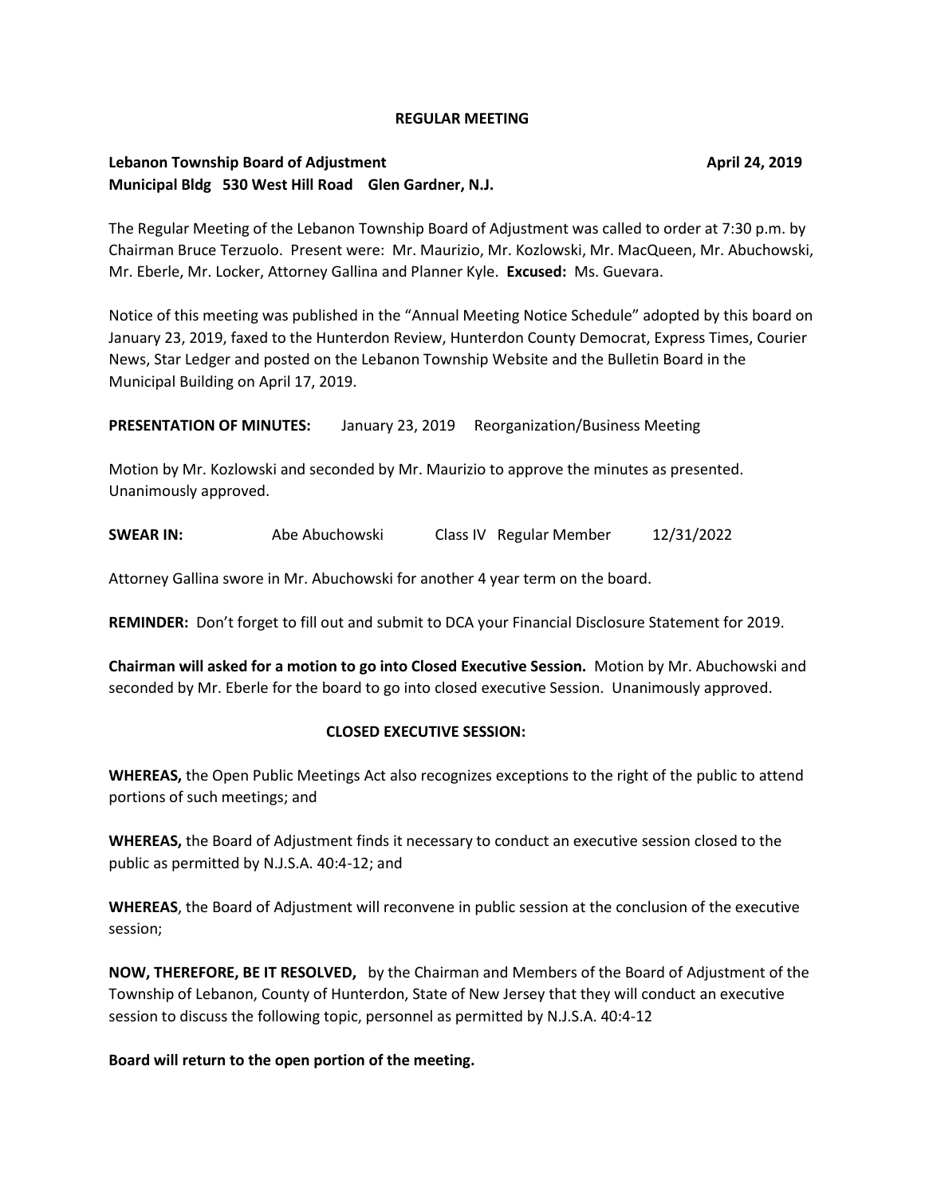**REGULAR MEETING**

**Lebanon Township Board of Adjustment** **April 24, 2019**
**Municipal Bldg 530 West Hill Road Glen Gardner, N.J.**

The Regular Meeting of the Lebanon Township Board of Adjustment was called to order at 7:30 p.m. by Chairman Bruce Terzuolo. Present were: Mr. Maurizio, Mr. Kozlowski, Mr. MacQueen, Mr. Abuchowski, Mr. Eberle, Mr. Locker, Attorney Gallina and Planner Kyle. **Excused:** Ms. Guevara.

Notice of this meeting was published in the "Annual Meeting Notice Schedule" adopted by this board on January 23, 2019, faxed to the Hunterdon Review, Hunterdon County Democrat, Express Times, Courier News, Star Ledger and posted on the Lebanon Township Website and the Bulletin Board in the Municipal Building on April 17, 2019.

**PRESENTATION OF MINUTES:** January 23, 2019 Reorganization/Business Meeting

Motion by Mr. Kozlowski and seconded by Mr. Maurizio to approve the minutes as presented. Unanimously approved.

**SWEAR IN:** Abe Abuchowski Class IV Regular Member 12/31/2022

Attorney Gallina swore in Mr. Abuchowski for another 4 year term on the board.

**REMINDER:** Don't forget to fill out and submit to DCA your Financial Disclosure Statement for 2019.

**Chairman will asked for a motion to go into Closed Executive Session.** Motion by Mr. Abuchowski and seconded by Mr. Eberle for the board to go into closed executive Session. Unanimously approved.

**CLOSED EXECUTIVE SESSION:**

**WHEREAS,** the Open Public Meetings Act also recognizes exceptions to the right of the public to attend portions of such meetings; and

**WHEREAS,** the Board of Adjustment finds it necessary to conduct an executive session closed to the public as permitted by N.J.S.A. 40:4-12; and

**WHEREAS**, the Board of Adjustment will reconvene in public session at the conclusion of the executive session;

**NOW, THEREFORE, BE IT RESOLVED,** by the Chairman and Members of the Board of Adjustment of the Township of Lebanon, County of Hunterdon, State of New Jersey that they will conduct an executive session to discuss the following topic, personnel as permitted by N.J.S.A. 40:4-12

**Board will return to the open portion of the meeting.**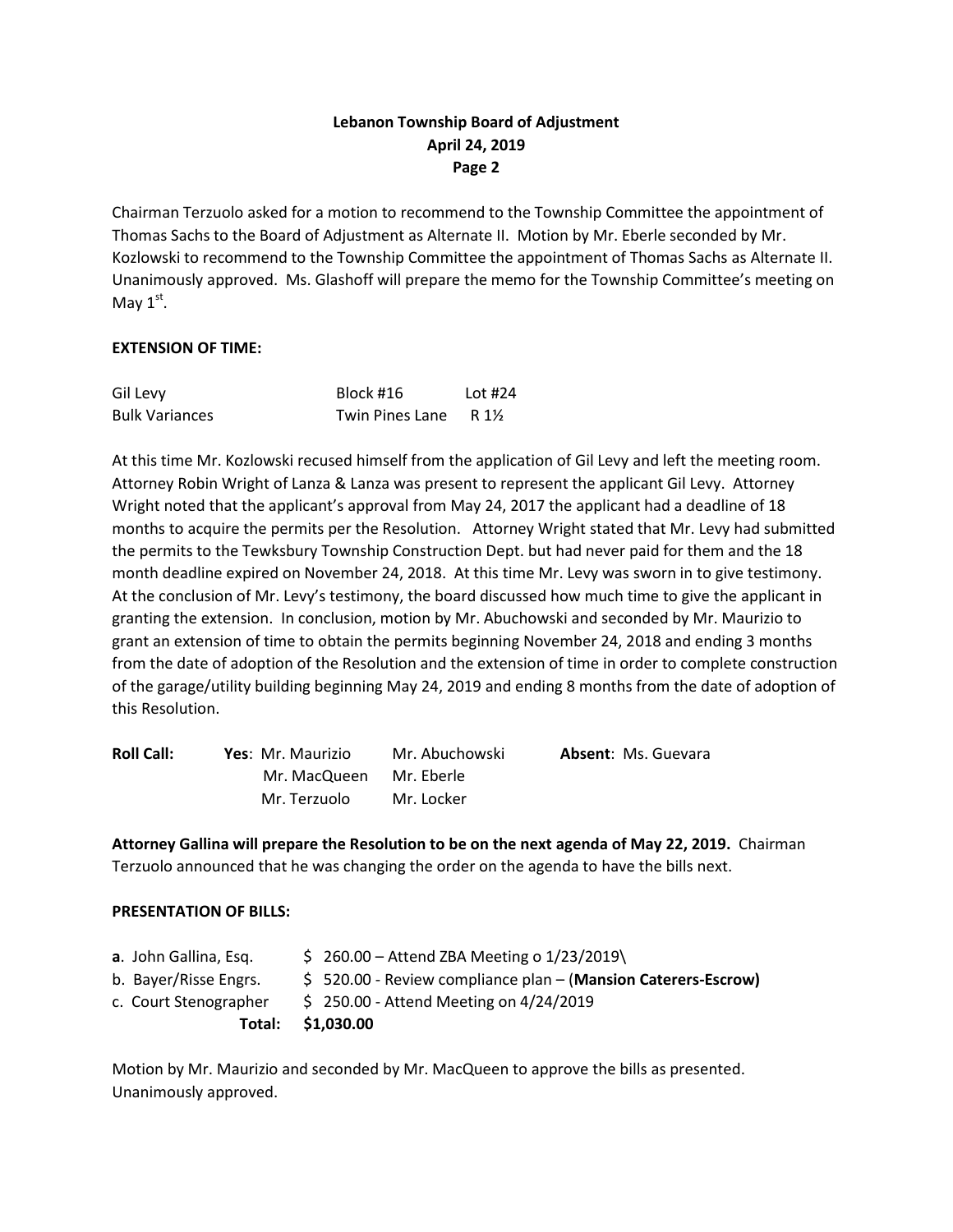Chairman Terzuolo asked for a motion to recommend to the Township Committee the appointment of Thomas Sachs to the Board of Adjustment as Alternate II. Motion by Mr. Eberle seconded by Mr. Kozlowski to recommend to the Township Committee the appointment of Thomas Sachs as Alternate II. Unanimously approved. Ms. Glashoff will prepare the memo for the Township Committee's meeting on May 1st.

**EXTENSION OF TIME:**

| | | |
|---|---|---|
| Gil Levy | Block #16 | Lot #24 |
| Bulk Variances | Twin Pines Lane | R 1½ |

At this time Mr. Kozlowski recused himself from the application of Gil Levy and left the meeting room. Attorney Robin Wright of Lanza & Lanza was present to represent the applicant Gil Levy. Attorney Wright noted that the applicant's approval from May 24, 2017 the applicant had a deadline of 18 months to acquire the permits per the Resolution. Attorney Wright stated that Mr. Levy had submitted the permits to the Tewksbury Township Construction Dept. but had never paid for them and the 18 month deadline expired on November 24, 2018. At this time Mr. Levy was sworn in to give testimony. At the conclusion of Mr. Levy's testimony, the board discussed how much time to give the applicant in granting the extension. In conclusion, motion by Mr. Abuchowski and seconded by Mr. Maurizio to grant an extension of time to obtain the permits beginning November 24, 2018 and ending 3 months from the date of adoption of the Resolution and the extension of time in order to complete construction of the garage/utility building beginning May 24, 2019 and ending 8 months from the date of adoption of this Resolution.

| **Roll Call:** | **Yes**: Mr. Maurizio | Mr. Abuchowski | **Absent**: Ms. Guevara |
|---|---|---|---|
| | Mr. MacQueen | Mr. Eberle | |
| | Mr. Terzuolo | Mr. Locker | |

**Attorney Gallina will prepare the Resolution to be on the next agenda of May 22, 2019.** Chairman Terzuolo announced that he was changing the order on the agenda to have the bills next.

**PRESENTATION OF BILLS:**

| | |
|---|---|
| **a**. John Gallina, Esq. | $ 260.00 – Attend ZBA Meeting o 1/23/2019\ |
| b. Bayer/Risse Engrs. | $ 520.00 - Review compliance plan – (**Mansion Caterers-Escrow)** |
| c. Court Stenographer | $ 250.00 - Attend Meeting on 4/24/2019 |
| **Total:** | **$1,030.00** |

Motion by Mr. Maurizio and seconded by Mr. MacQueen to approve the bills as presented. Unanimously approved.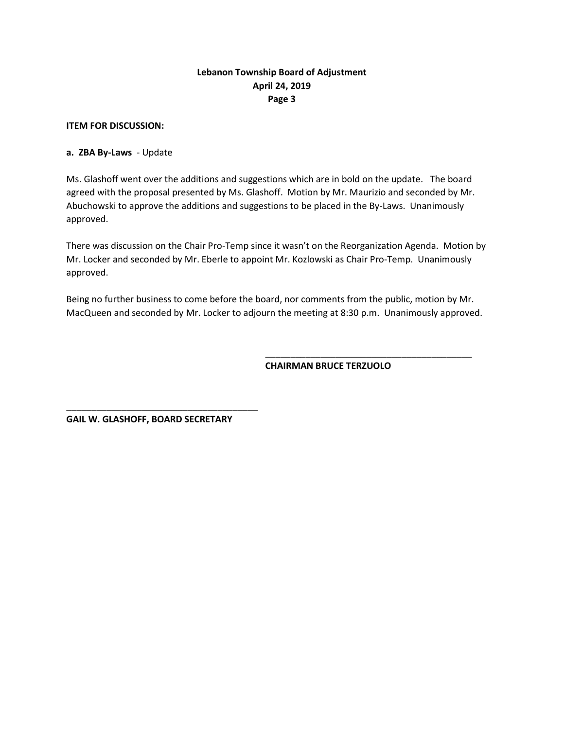**ITEM FOR DISCUSSION:**

**a. ZBA By-Laws** - Update

Ms. Glashoff went over the additions and suggestions which are in bold on the update. The board agreed with the proposal presented by Ms. Glashoff. Motion by Mr. Maurizio and seconded by Mr. Abuchowski to approve the additions and suggestions to be placed in the By-Laws. Unanimously approved.

There was discussion on the Chair Pro-Temp since it wasn't on the Reorganization Agenda. Motion by Mr. Locker and seconded by Mr. Eberle to appoint Mr. Kozlowski as Chair Pro-Temp. Unanimously approved.

Being no further business to come before the board, nor comments from the public, motion by Mr. MacQueen and seconded by Mr. Locker to adjourn the meeting at 8:30 p.m. Unanimously approved.

\_\_\_\_\_\_\_\_\_\_\_\_\_\_\_\_\_\_\_\_\_\_\_\_\_\_\_\_\_\_\_\_\_\_\_\_\_\_\_\_\_\_

**CHAIRMAN BRUCE TERZUOLO**

\_\_\_\_\_\_\_\_\_\_\_\_\_\_\_\_\_\_\_\_\_\_\_\_\_\_\_\_\_\_\_\_\_\_\_\_\_\_\_\_\_\_

**GAIL W. GLASHOFF, BOARD SECRETARY**